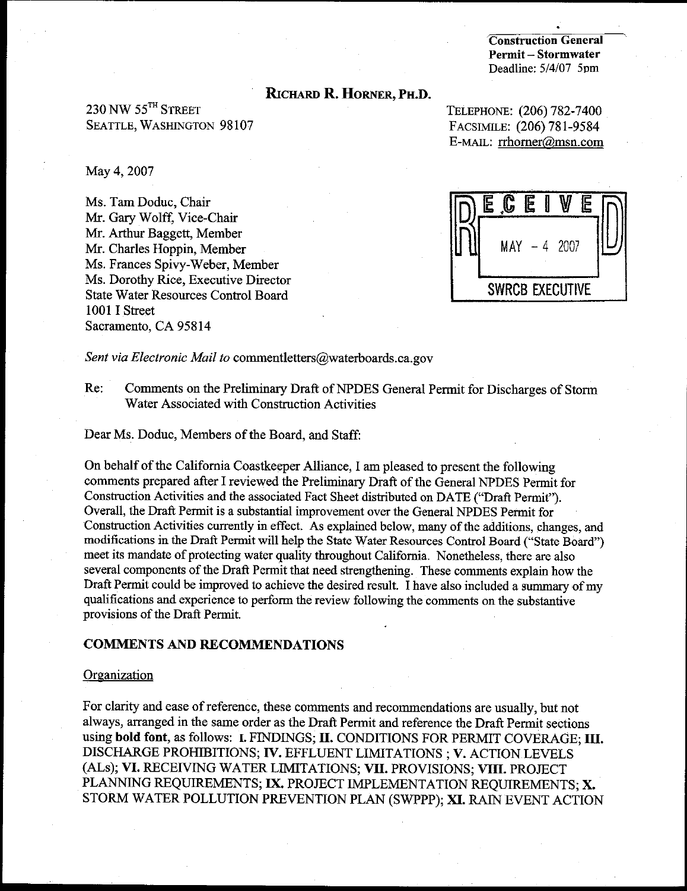Construction General Permit – Stormwater
Deadline: 5/4/07 5pm

# RICHARD R. HORNER, PH.D.

230 NW 55TH STREET
SEATTLE, WASHINGTON 98107

TELEPHONE: (206) 782-7400
FACSIMILE: (206) 781-9584
E-MAIL: rrhorner@msn.com

May 4, 2007

RECEIVED
MAY - 4 2007
SWRCB EXECUTIVE

Ms. Tam Doduc, Chair
Mr. Gary Wolff, Vice-Chair
Mr. Arthur Baggett, Member
Mr. Charles Hoppin, Member
Ms. Frances Spivy-Weber, Member
Ms. Dorothy Rice, Executive Director
State Water Resources Control Board
1001 I Street
Sacramento, CA 95814

*Sent via Electronic Mail to* commentletters@waterboards.ca.gov

Re: Comments on the Preliminary Draft of NPDES General Permit for Discharges of Storm Water Associated with Construction Activities

Dear Ms. Doduc, Members of the Board, and Staff:

On behalf of the California Coastkeeper Alliance, I am pleased to present the following comments prepared after I reviewed the Preliminary Draft of the General NPDES Permit for Construction Activities and the associated Fact Sheet distributed on DATE ("Draft Permit"). Overall, the Draft Permit is a substantial improvement over the General NPDES Permit for Construction Activities currently in effect. As explained below, many of the additions, changes, and modifications in the Draft Permit will help the State Water Resources Control Board ("State Board") meet its mandate of protecting water quality throughout California. Nonetheless, there are also several components of the Draft Permit that need strengthening. These comments explain how the Draft Permit could be improved to achieve the desired result. I have also included a summary of my qualifications and experience to perform the review following the comments on the substantive provisions of the Draft Permit.

## COMMENTS AND RECOMMENDATIONS

### Organization

For clarity and ease of reference, these comments and recommendations are usually, but not always, arranged in the same order as the Draft Permit and reference the Draft Permit sections using **bold font**, as follows: **I.** FINDINGS; **II.** CONDITIONS FOR PERMIT COVERAGE; **III.** DISCHARGE PROHIBITIONS; **IV.** EFFLUENT LIMITATIONS ; **V.** ACTION LEVELS (ALs); **VI.** RECEIVING WATER LIMITATIONS; **VII.** PROVISIONS; **VIII.** PROJECT PLANNING REQUIREMENTS; **IX.** PROJECT IMPLEMENTATION REQUIREMENTS; **X.** STORM WATER POLLUTION PREVENTION PLAN (SWPPP); **XI.** RAIN EVENT ACTION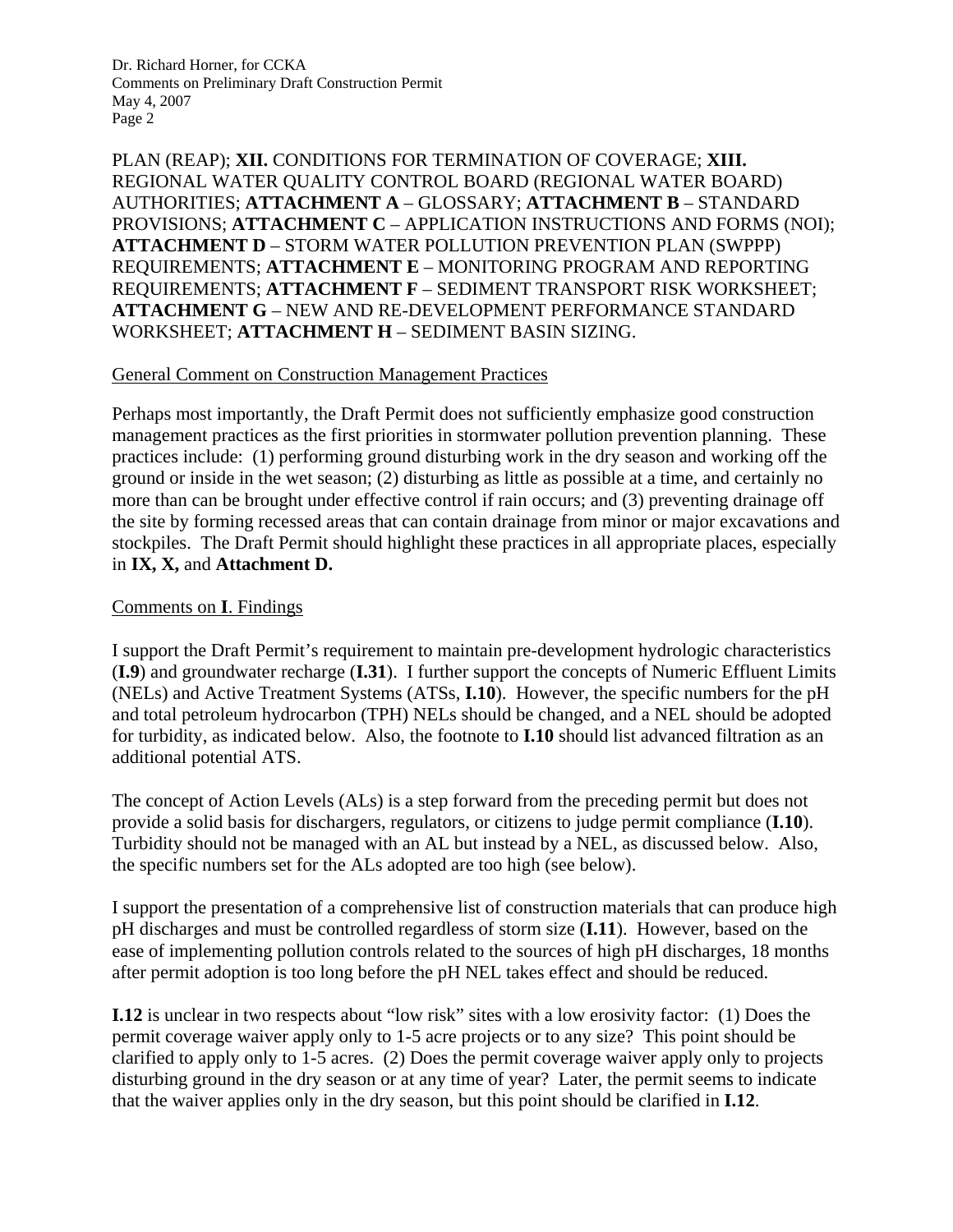PLAN (REAP); **XII.** CONDITIONS FOR TERMINATION OF COVERAGE; **XIII.** REGIONAL WATER QUALITY CONTROL BOARD (REGIONAL WATER BOARD) AUTHORITIES; **ATTACHMENT A** – GLOSSARY; **ATTACHMENT B** – STANDARD PROVISIONS; **ATTACHMENT C** – APPLICATION INSTRUCTIONS AND FORMS (NOI); **ATTACHMENT D** – STORM WATER POLLUTION PREVENTION PLAN (SWPPP) REQUIREMENTS; **ATTACHMENT E** – MONITORING PROGRAM AND REPORTING REQUIREMENTS; **ATTACHMENT F** – SEDIMENT TRANSPORT RISK WORKSHEET; **ATTACHMENT G** – NEW AND RE-DEVELOPMENT PERFORMANCE STANDARD WORKSHEET; **ATTACHMENT H** – SEDIMENT BASIN SIZING.

General Comment on Construction Management Practices

Perhaps most importantly, the Draft Permit does not sufficiently emphasize good construction management practices as the first priorities in stormwater pollution prevention planning. These practices include: (1) performing ground disturbing work in the dry season and working off the ground or inside in the wet season; (2) disturbing as little as possible at a time, and certainly no more than can be brought under effective control if rain occurs; and (3) preventing drainage off the site by forming recessed areas that can contain drainage from minor or major excavations and stockpiles. The Draft Permit should highlight these practices in all appropriate places, especially in **IX, X,** and **Attachment D.**

Comments on **I**. Findings

I support the Draft Permit's requirement to maintain pre-development hydrologic characteristics (**I.9**) and groundwater recharge (**I.31**). I further support the concepts of Numeric Effluent Limits (NELs) and Active Treatment Systems (ATSs, **I.10**). However, the specific numbers for the pH and total petroleum hydrocarbon (TPH) NELs should be changed, and a NEL should be adopted for turbidity, as indicated below. Also, the footnote to **I.10** should list advanced filtration as an additional potential ATS.

The concept of Action Levels (ALs) is a step forward from the preceding permit but does not provide a solid basis for dischargers, regulators, or citizens to judge permit compliance (**I.10**). Turbidity should not be managed with an AL but instead by a NEL, as discussed below. Also, the specific numbers set for the ALs adopted are too high (see below).

I support the presentation of a comprehensive list of construction materials that can produce high pH discharges and must be controlled regardless of storm size (**I.11**). However, based on the ease of implementing pollution controls related to the sources of high pH discharges, 18 months after permit adoption is too long before the pH NEL takes effect and should be reduced.

**I.12** is unclear in two respects about "low risk" sites with a low erosivity factor: (1) Does the permit coverage waiver apply only to 1-5 acre projects or to any size? This point should be clarified to apply only to 1-5 acres. (2) Does the permit coverage waiver apply only to projects disturbing ground in the dry season or at any time of year? Later, the permit seems to indicate that the waiver applies only in the dry season, but this point should be clarified in **I.12**.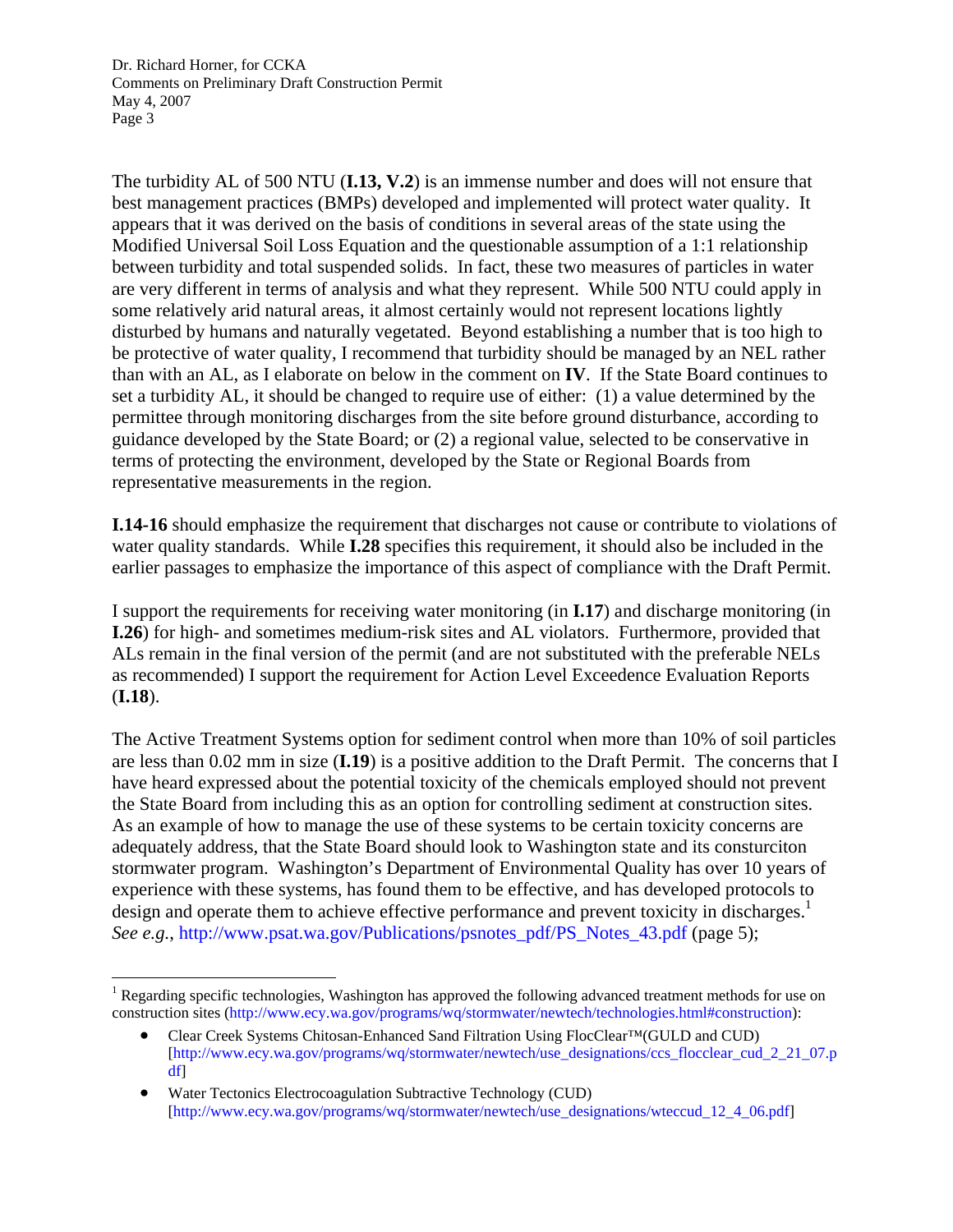The turbidity AL of 500 NTU (**I.13, V.2**) is an immense number and does will not ensure that best management practices (BMPs) developed and implemented will protect water quality. It appears that it was derived on the basis of conditions in several areas of the state using the Modified Universal Soil Loss Equation and the questionable assumption of a 1:1 relationship between turbidity and total suspended solids. In fact, these two measures of particles in water are very different in terms of analysis and what they represent. While 500 NTU could apply in some relatively arid natural areas, it almost certainly would not represent locations lightly disturbed by humans and naturally vegetated. Beyond establishing a number that is too high to be protective of water quality, I recommend that turbidity should be managed by an NEL rather than with an AL, as I elaborate on below in the comment on **IV**. If the State Board continues to set a turbidity AL, it should be changed to require use of either: (1) a value determined by the permittee through monitoring discharges from the site before ground disturbance, according to guidance developed by the State Board; or (2) a regional value, selected to be conservative in terms of protecting the environment, developed by the State or Regional Boards from representative measurements in the region.

**I.14-16** should emphasize the requirement that discharges not cause or contribute to violations of water quality standards. While **I.28** specifies this requirement, it should also be included in the earlier passages to emphasize the importance of this aspect of compliance with the Draft Permit.

I support the requirements for receiving water monitoring (in **I.17**) and discharge monitoring (in **I.26**) for high- and sometimes medium-risk sites and AL violators. Furthermore, provided that ALs remain in the final version of the permit (and are not substituted with the preferable NELs as recommended) I support the requirement for Action Level Exceedence Evaluation Reports (**I.18**).

The Active Treatment Systems option for sediment control when more than 10% of soil particles are less than 0.02 mm in size (**I.19**) is a positive addition to the Draft Permit. The concerns that I have heard expressed about the potential toxicity of the chemicals employed should not prevent the State Board from including this as an option for controlling sediment at construction sites. As an example of how to manage the use of these systems to be certain toxicity concerns are adequately address, that the State Board should look to Washington state and its consturciton stormwater program. Washington's Department of Environmental Quality has over 10 years of experience with these systems, has found them to be effective, and has developed protocols to design and operate them to achieve effective performance and prevent toxicity in discharges.[1] *See e.g.*, http://www.psat.wa.gov/Publications/psnotes_pdf/PS_Notes_43.pdf (page 5);

---

[1] Regarding specific technologies, Washington has approved the following advanced treatment methods for use on construction sites (http://www.ecy.wa.gov/programs/wq/stormwater/newtech/technologies.html#construction):

- Clear Creek Systems Chitosan-Enhanced Sand Filtration Using FlocClear™(GULD and CUD) [http://www.ecy.wa.gov/programs/wq/stormwater/newtech/use_designations/ccs_flocclear_cud_2_21_07.pdf]
- Water Tectonics Electrocoagulation Subtractive Technology (CUD) [http://www.ecy.wa.gov/programs/wq/stormwater/newtech/use_designations/wteccud_12_4_06.pdf]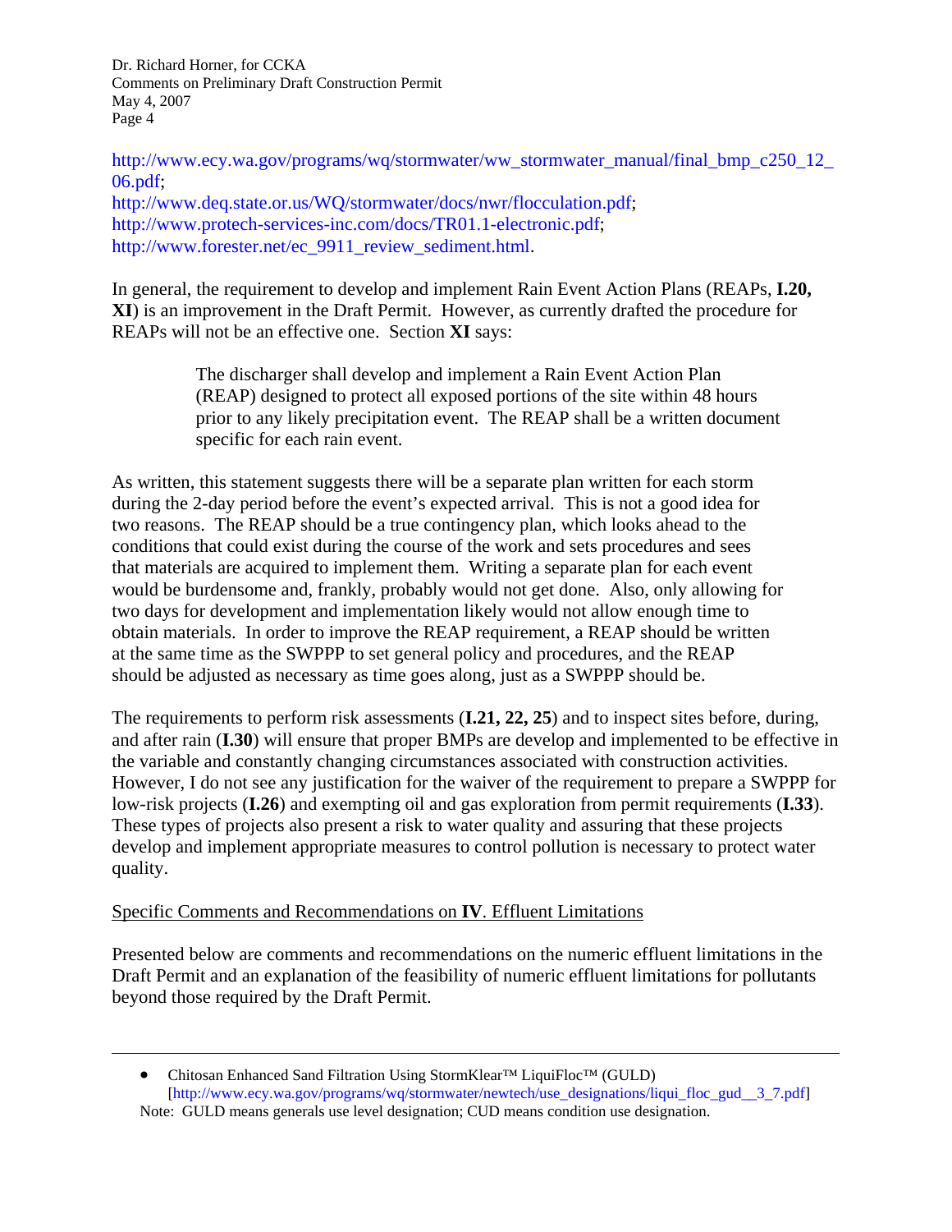http://www.ecy.wa.gov/programs/wq/stormwater/ww_stormwater_manual/final_bmp_c250_12_06.pdf;
http://www.deq.state.or.us/WQ/stormwater/docs/nwr/flocculation.pdf;
http://www.protech-services-inc.com/docs/TR01.1-electronic.pdf;
http://www.forester.net/ec_9911_review_sediment.html.

In general, the requirement to develop and implement Rain Event Action Plans (REAPs, **I.20, XI**) is an improvement in the Draft Permit. However, as currently drafted the procedure for REAPs will not be an effective one. Section **XI** says:

> The discharger shall develop and implement a Rain Event Action Plan (REAP) designed to protect all exposed portions of the site within 48 hours prior to any likely precipitation event. The REAP shall be a written document specific for each rain event.

As written, this statement suggests there will be a separate plan written for each storm during the 2-day period before the event's expected arrival. This is not a good idea for two reasons. The REAP should be a true contingency plan, which looks ahead to the conditions that could exist during the course of the work and sets procedures and sees that materials are acquired to implement them. Writing a separate plan for each event would be burdensome and, frankly, probably would not get done. Also, only allowing for two days for development and implementation likely would not allow enough time to obtain materials. In order to improve the REAP requirement, a REAP should be written at the same time as the SWPPP to set general policy and procedures, and the REAP should be adjusted as necessary as time goes along, just as a SWPPP should be.

The requirements to perform risk assessments (**I.21, 22, 25**) and to inspect sites before, during, and after rain (**I.30**) will ensure that proper BMPs are develop and implemented to be effective in the variable and constantly changing circumstances associated with construction activities. However, I do not see any justification for the waiver of the requirement to prepare a SWPPP for low-risk projects (**I.26**) and exempting oil and gas exploration from permit requirements (**I.33**). These types of projects also present a risk to water quality and assuring that these projects develop and implement appropriate measures to control pollution is necessary to protect water quality.

## Specific Comments and Recommendations on **IV**. Effluent Limitations

Presented below are comments and recommendations on the numeric effluent limitations in the Draft Permit and an explanation of the feasibility of numeric effluent limitations for pollutants beyond those required by the Draft Permit.

---

- Chitosan Enhanced Sand Filtration Using StormKlear™ LiquiFloc™ (GULD) [http://www.ecy.wa.gov/programs/wq/stormwater/newtech/use_designations/liqui_floc_gud__3_7.pdf]

Note: GULD means generals use level designation; CUD means condition use designation.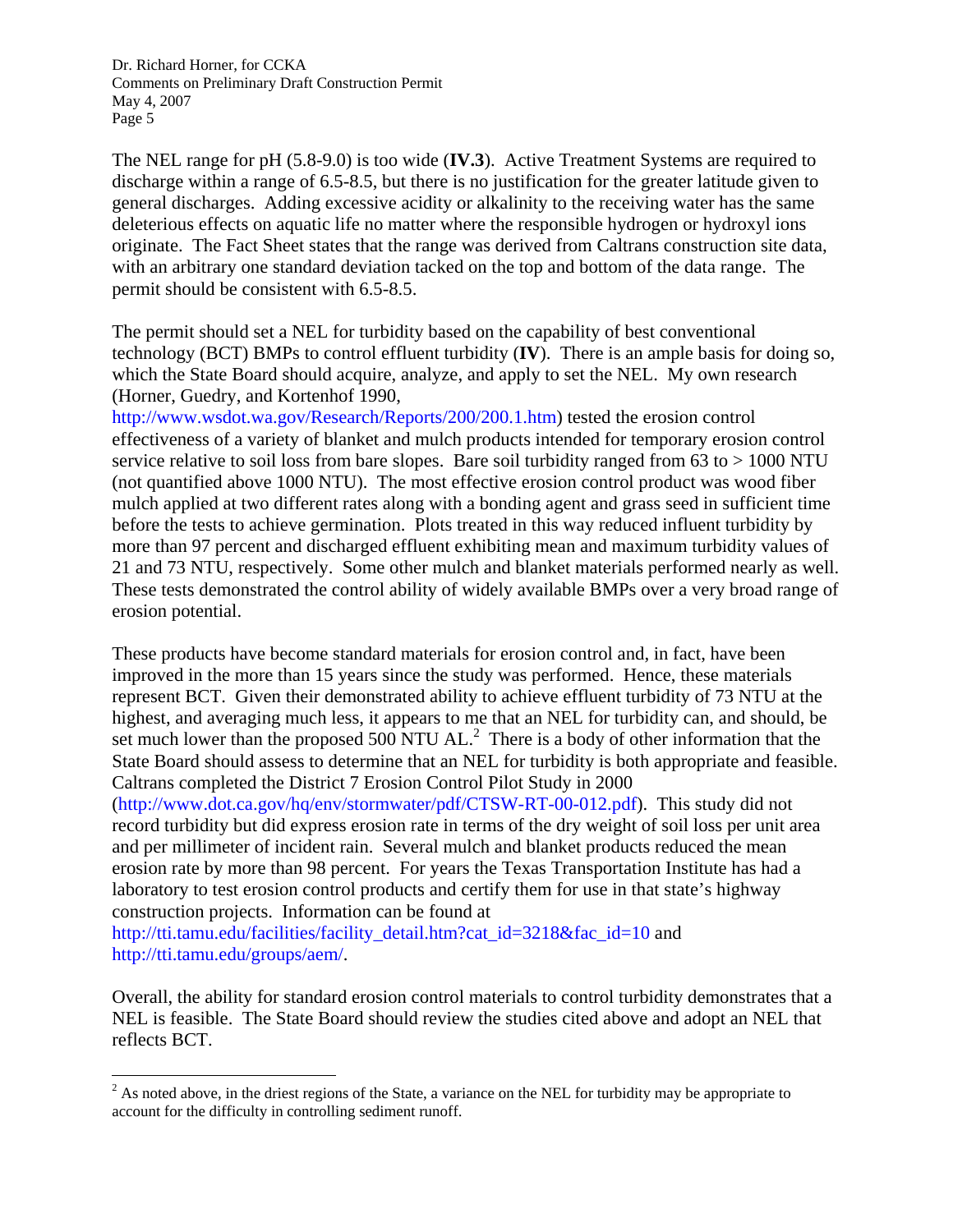The NEL range for pH (5.8-9.0) is too wide (**IV.3**). Active Treatment Systems are required to discharge within a range of 6.5-8.5, but there is no justification for the greater latitude given to general discharges. Adding excessive acidity or alkalinity to the receiving water has the same deleterious effects on aquatic life no matter where the responsible hydrogen or hydroxyl ions originate. The Fact Sheet states that the range was derived from Caltrans construction site data, with an arbitrary one standard deviation tacked on the top and bottom of the data range. The permit should be consistent with 6.5-8.5.

The permit should set a NEL for turbidity based on the capability of best conventional technology (BCT) BMPs to control effluent turbidity (**IV**). There is an ample basis for doing so, which the State Board should acquire, analyze, and apply to set the NEL. My own research (Horner, Guedry, and Kortenhof 1990, http://www.wsdot.wa.gov/Research/Reports/200/200.1.htm) tested the erosion control effectiveness of a variety of blanket and mulch products intended for temporary erosion control service relative to soil loss from bare slopes. Bare soil turbidity ranged from 63 to > 1000 NTU (not quantified above 1000 NTU). The most effective erosion control product was wood fiber mulch applied at two different rates along with a bonding agent and grass seed in sufficient time before the tests to achieve germination. Plots treated in this way reduced influent turbidity by more than 97 percent and discharged effluent exhibiting mean and maximum turbidity values of 21 and 73 NTU, respectively. Some other mulch and blanket materials performed nearly as well. These tests demonstrated the control ability of widely available BMPs over a very broad range of erosion potential.

These products have become standard materials for erosion control and, in fact, have been improved in the more than 15 years since the study was performed. Hence, these materials represent BCT. Given their demonstrated ability to achieve effluent turbidity of 73 NTU at the highest, and averaging much less, it appears to me that an NEL for turbidity can, and should, be set much lower than the proposed 500 NTU AL.[2] There is a body of other information that the State Board should assess to determine that an NEL for turbidity is both appropriate and feasible. Caltrans completed the District 7 Erosion Control Pilot Study in 2000 (http://www.dot.ca.gov/hq/env/stormwater/pdf/CTSW-RT-00-012.pdf). This study did not record turbidity but did express erosion rate in terms of the dry weight of soil loss per unit area and per millimeter of incident rain. Several mulch and blanket products reduced the mean erosion rate by more than 98 percent. For years the Texas Transportation Institute has had a laboratory to test erosion control products and certify them for use in that state's highway construction projects. Information can be found at http://tti.tamu.edu/facilities/facility_detail.htm?cat_id=3218&fac_id=10 and http://tti.tamu.edu/groups/aem/.

Overall, the ability for standard erosion control materials to control turbidity demonstrates that a NEL is feasible. The State Board should review the studies cited above and adopt an NEL that reflects BCT.

---

[2] As noted above, in the driest regions of the State, a variance on the NEL for turbidity may be appropriate to account for the difficulty in controlling sediment runoff.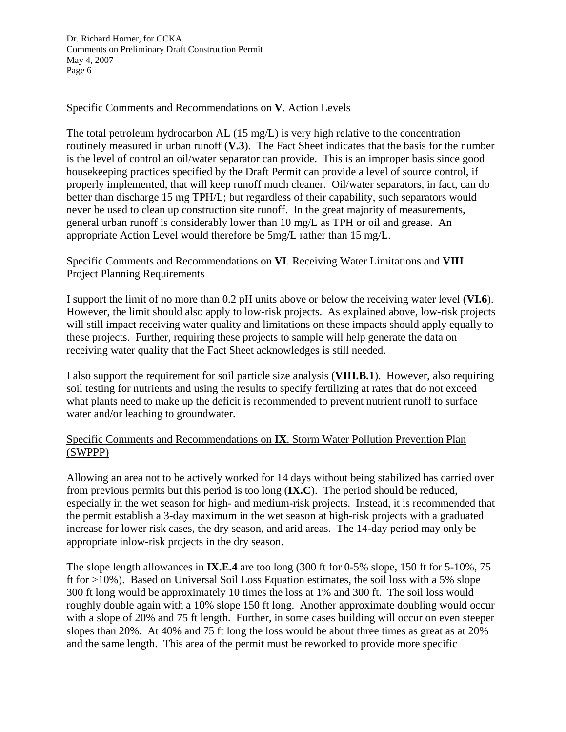## Specific Comments and Recommendations on **V**. Action Levels

The total petroleum hydrocarbon AL (15 mg/L) is very high relative to the concentration routinely measured in urban runoff (**V.3**). The Fact Sheet indicates that the basis for the number is the level of control an oil/water separator can provide. This is an improper basis since good housekeeping practices specified by the Draft Permit can provide a level of source control, if properly implemented, that will keep runoff much cleaner. Oil/water separators, in fact, can do better than discharge 15 mg TPH/L; but regardless of their capability, such separators would never be used to clean up construction site runoff. In the great majority of measurements, general urban runoff is considerably lower than 10 mg/L as TPH or oil and grease. An appropriate Action Level would therefore be 5mg/L rather than 15 mg/L.

## Specific Comments and Recommendations on **VI**. Receiving Water Limitations and **VIII**. Project Planning Requirements

I support the limit of no more than 0.2 pH units above or below the receiving water level (**VI.6**). However, the limit should also apply to low-risk projects. As explained above, low-risk projects will still impact receiving water quality and limitations on these impacts should apply equally to these projects. Further, requiring these projects to sample will help generate the data on receiving water quality that the Fact Sheet acknowledges is still needed.

I also support the requirement for soil particle size analysis (**VIII.B.1**). However, also requiring soil testing for nutrients and using the results to specify fertilizing at rates that do not exceed what plants need to make up the deficit is recommended to prevent nutrient runoff to surface water and/or leaching to groundwater.

## Specific Comments and Recommendations on **IX**. Storm Water Pollution Prevention Plan (SWPPP)

Allowing an area not to be actively worked for 14 days without being stabilized has carried over from previous permits but this period is too long (**IX.C**). The period should be reduced, especially in the wet season for high- and medium-risk projects. Instead, it is recommended that the permit establish a 3-day maximum in the wet season at high-risk projects with a graduated increase for lower risk cases, the dry season, and arid areas. The 14-day period may only be appropriate inlow-risk projects in the dry season.

The slope length allowances in **IX.E.4** are too long (300 ft for 0-5% slope, 150 ft for 5-10%, 75 ft for >10%). Based on Universal Soil Loss Equation estimates, the soil loss with a 5% slope 300 ft long would be approximately 10 times the loss at 1% and 300 ft. The soil loss would roughly double again with a 10% slope 150 ft long. Another approximate doubling would occur with a slope of 20% and 75 ft length. Further, in some cases building will occur on even steeper slopes than 20%. At 40% and 75 ft long the loss would be about three times as great as at 20% and the same length. This area of the permit must be reworked to provide more specific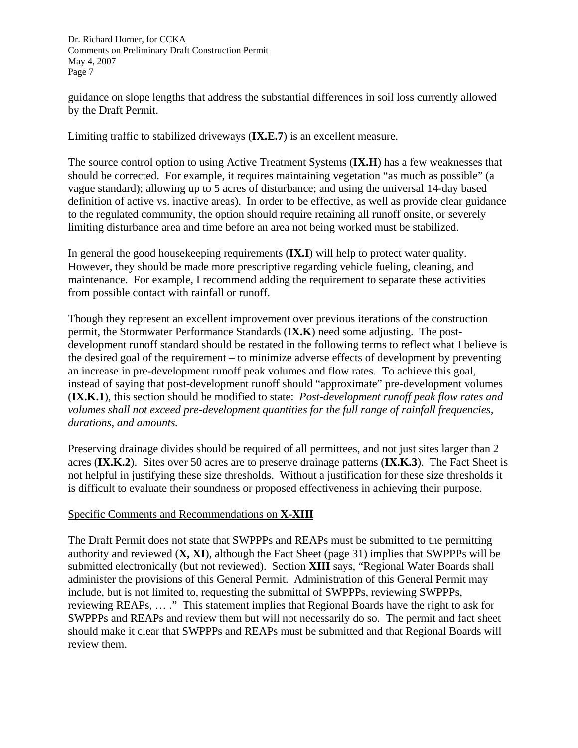guidance on slope lengths that address the substantial differences in soil loss currently allowed by the Draft Permit.

Limiting traffic to stabilized driveways (**IX.E.7**) is an excellent measure.

The source control option to using Active Treatment Systems (**IX.H**) has a few weaknesses that should be corrected. For example, it requires maintaining vegetation "as much as possible" (a vague standard); allowing up to 5 acres of disturbance; and using the universal 14-day based definition of active vs. inactive areas). In order to be effective, as well as provide clear guidance to the regulated community, the option should require retaining all runoff onsite, or severely limiting disturbance area and time before an area not being worked must be stabilized.

In general the good housekeeping requirements (**IX.I**) will help to protect water quality. However, they should be made more prescriptive regarding vehicle fueling, cleaning, and maintenance. For example, I recommend adding the requirement to separate these activities from possible contact with rainfall or runoff.

Though they represent an excellent improvement over previous iterations of the construction permit, the Stormwater Performance Standards (**IX.K**) need some adjusting. The post-development runoff standard should be restated in the following terms to reflect what I believe is the desired goal of the requirement – to minimize adverse effects of development by preventing an increase in pre-development runoff peak volumes and flow rates. To achieve this goal, instead of saying that post-development runoff should "approximate" pre-development volumes (**IX.K.1**), this section should be modified to state: *Post-development runoff peak flow rates and volumes shall not exceed pre-development quantities for the full range of rainfall frequencies, durations, and amounts.*

Preserving drainage divides should be required of all permittees, and not just sites larger than 2 acres (**IX.K.2**). Sites over 50 acres are to preserve drainage patterns (**IX.K.3**). The Fact Sheet is not helpful in justifying these size thresholds. Without a justification for these size thresholds it is difficult to evaluate their soundness or proposed effectiveness in achieving their purpose.

<u>Specific Comments and Recommendations on **X-XIII**</u>

The Draft Permit does not state that SWPPPs and REAPs must be submitted to the permitting authority and reviewed (**X, XI**), although the Fact Sheet (page 31) implies that SWPPPs will be submitted electronically (but not reviewed). Section **XIII** says, "Regional Water Boards shall administer the provisions of this General Permit. Administration of this General Permit may include, but is not limited to, requesting the submittal of SWPPPs, reviewing SWPPPs, reviewing REAPs, … ." This statement implies that Regional Boards have the right to ask for SWPPPs and REAPs and review them but will not necessarily do so. The permit and fact sheet should make it clear that SWPPPs and REAPs must be submitted and that Regional Boards will review them.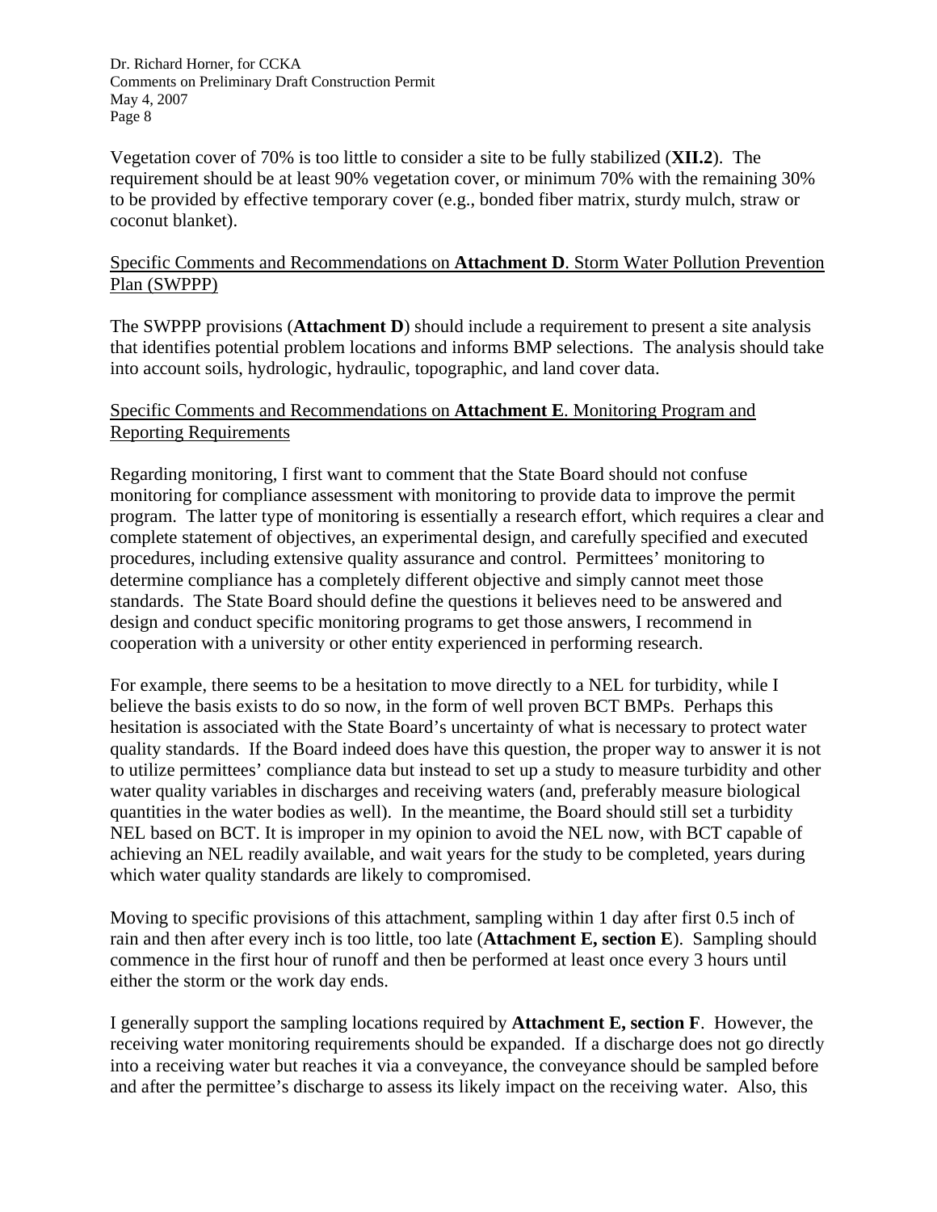Vegetation cover of 70% is too little to consider a site to be fully stabilized (**XII.2**). The requirement should be at least 90% vegetation cover, or minimum 70% with the remaining 30% to be provided by effective temporary cover (e.g., bonded fiber matrix, sturdy mulch, straw or coconut blanket).

<u>Specific Comments and Recommendations on **Attachment D**. Storm Water Pollution Prevention Plan (SWPPP)</u>

The SWPPP provisions (**Attachment D**) should include a requirement to present a site analysis that identifies potential problem locations and informs BMP selections. The analysis should take into account soils, hydrologic, hydraulic, topographic, and land cover data.

<u>Specific Comments and Recommendations on **Attachment E**. Monitoring Program and Reporting Requirements</u>

Regarding monitoring, I first want to comment that the State Board should not confuse monitoring for compliance assessment with monitoring to provide data to improve the permit program. The latter type of monitoring is essentially a research effort, which requires a clear and complete statement of objectives, an experimental design, and carefully specified and executed procedures, including extensive quality assurance and control. Permittees' monitoring to determine compliance has a completely different objective and simply cannot meet those standards. The State Board should define the questions it believes need to be answered and design and conduct specific monitoring programs to get those answers, I recommend in cooperation with a university or other entity experienced in performing research.

For example, there seems to be a hesitation to move directly to a NEL for turbidity, while I believe the basis exists to do so now, in the form of well proven BCT BMPs. Perhaps this hesitation is associated with the State Board's uncertainty of what is necessary to protect water quality standards. If the Board indeed does have this question, the proper way to answer it is not to utilize permittees' compliance data but instead to set up a study to measure turbidity and other water quality variables in discharges and receiving waters (and, preferably measure biological quantities in the water bodies as well). In the meantime, the Board should still set a turbidity NEL based on BCT. It is improper in my opinion to avoid the NEL now, with BCT capable of achieving an NEL readily available, and wait years for the study to be completed, years during which water quality standards are likely to compromised.

Moving to specific provisions of this attachment, sampling within 1 day after first 0.5 inch of rain and then after every inch is too little, too late (**Attachment E, section E**). Sampling should commence in the first hour of runoff and then be performed at least once every 3 hours until either the storm or the work day ends.

I generally support the sampling locations required by **Attachment E, section F**. However, the receiving water monitoring requirements should be expanded. If a discharge does not go directly into a receiving water but reaches it via a conveyance, the conveyance should be sampled before and after the permittee's discharge to assess its likely impact on the receiving water. Also, this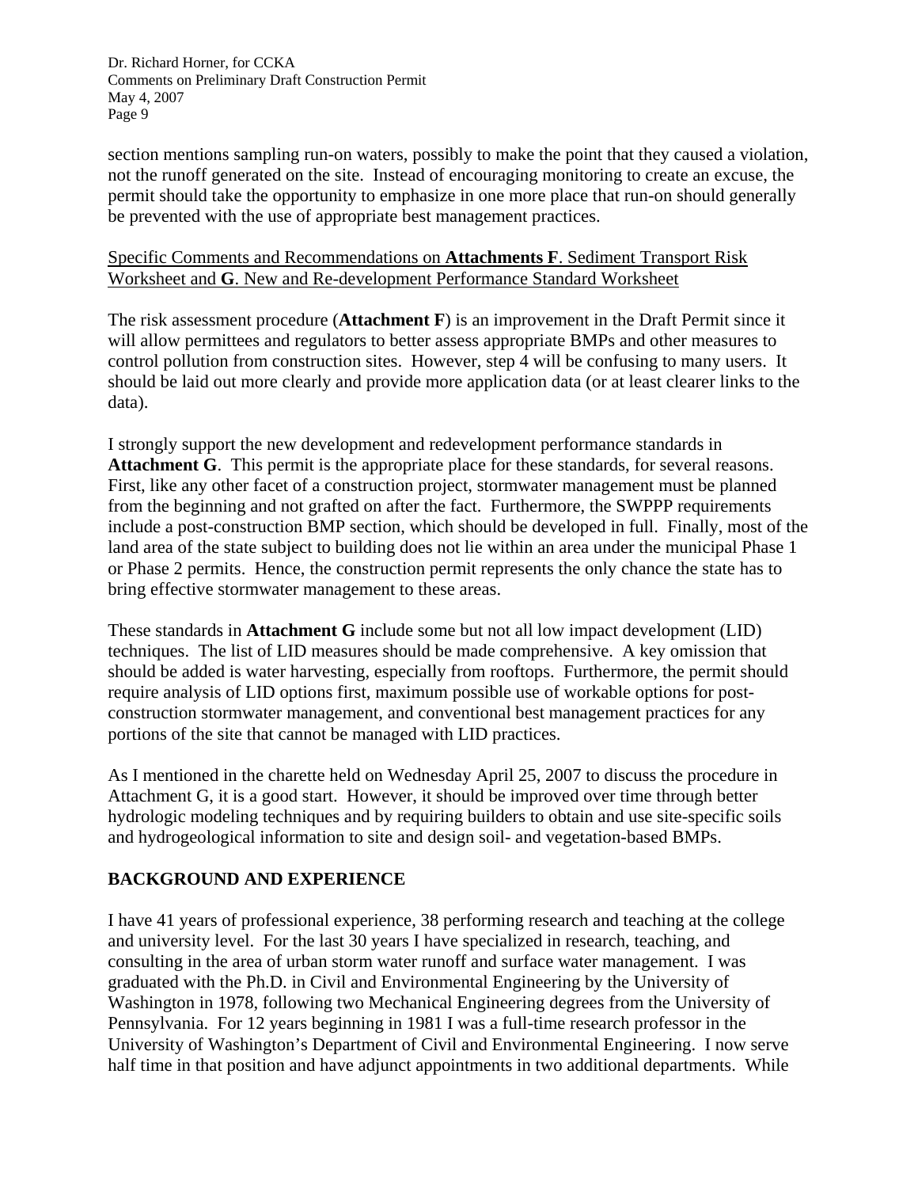section mentions sampling run-on waters, possibly to make the point that they caused a violation, not the runoff generated on the site. Instead of encouraging monitoring to create an excuse, the permit should take the opportunity to emphasize in one more place that run-on should generally be prevented with the use of appropriate best management practices.

Specific Comments and Recommendations on **Attachments F**. Sediment Transport Risk Worksheet and **G**. New and Re-development Performance Standard Worksheet

The risk assessment procedure (**Attachment F**) is an improvement in the Draft Permit since it will allow permittees and regulators to better assess appropriate BMPs and other measures to control pollution from construction sites. However, step 4 will be confusing to many users. It should be laid out more clearly and provide more application data (or at least clearer links to the data).

I strongly support the new development and redevelopment performance standards in **Attachment G**. This permit is the appropriate place for these standards, for several reasons. First, like any other facet of a construction project, stormwater management must be planned from the beginning and not grafted on after the fact. Furthermore, the SWPPP requirements include a post-construction BMP section, which should be developed in full. Finally, most of the land area of the state subject to building does not lie within an area under the municipal Phase 1 or Phase 2 permits. Hence, the construction permit represents the only chance the state has to bring effective stormwater management to these areas.

These standards in **Attachment G** include some but not all low impact development (LID) techniques. The list of LID measures should be made comprehensive. A key omission that should be added is water harvesting, especially from rooftops. Furthermore, the permit should require analysis of LID options first, maximum possible use of workable options for post-construction stormwater management, and conventional best management practices for any portions of the site that cannot be managed with LID practices.

As I mentioned in the charette held on Wednesday April 25, 2007 to discuss the procedure in Attachment G, it is a good start. However, it should be improved over time through better hydrologic modeling techniques and by requiring builders to obtain and use site-specific soils and hydrogeological information to site and design soil- and vegetation-based BMPs.

## BACKGROUND AND EXPERIENCE

I have 41 years of professional experience, 38 performing research and teaching at the college and university level. For the last 30 years I have specialized in research, teaching, and consulting in the area of urban storm water runoff and surface water management. I was graduated with the Ph.D. in Civil and Environmental Engineering by the University of Washington in 1978, following two Mechanical Engineering degrees from the University of Pennsylvania. For 12 years beginning in 1981 I was a full-time research professor in the University of Washington's Department of Civil and Environmental Engineering. I now serve half time in that position and have adjunct appointments in two additional departments. While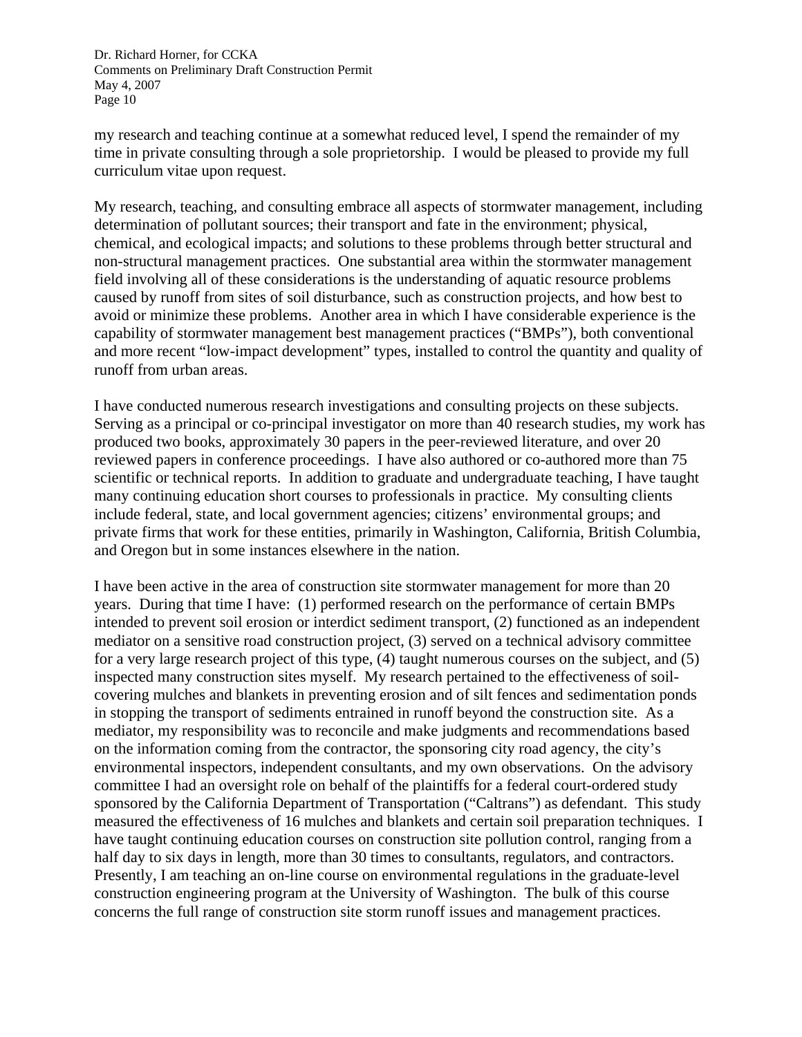my research and teaching continue at a somewhat reduced level, I spend the remainder of my time in private consulting through a sole proprietorship. I would be pleased to provide my full curriculum vitae upon request.

My research, teaching, and consulting embrace all aspects of stormwater management, including determination of pollutant sources; their transport and fate in the environment; physical, chemical, and ecological impacts; and solutions to these problems through better structural and non-structural management practices. One substantial area within the stormwater management field involving all of these considerations is the understanding of aquatic resource problems caused by runoff from sites of soil disturbance, such as construction projects, and how best to avoid or minimize these problems. Another area in which I have considerable experience is the capability of stormwater management best management practices ("BMPs"), both conventional and more recent "low-impact development" types, installed to control the quantity and quality of runoff from urban areas.

I have conducted numerous research investigations and consulting projects on these subjects. Serving as a principal or co-principal investigator on more than 40 research studies, my work has produced two books, approximately 30 papers in the peer-reviewed literature, and over 20 reviewed papers in conference proceedings. I have also authored or co-authored more than 75 scientific or technical reports. In addition to graduate and undergraduate teaching, I have taught many continuing education short courses to professionals in practice. My consulting clients include federal, state, and local government agencies; citizens' environmental groups; and private firms that work for these entities, primarily in Washington, California, British Columbia, and Oregon but in some instances elsewhere in the nation.

I have been active in the area of construction site stormwater management for more than 20 years. During that time I have: (1) performed research on the performance of certain BMPs intended to prevent soil erosion or interdict sediment transport, (2) functioned as an independent mediator on a sensitive road construction project, (3) served on a technical advisory committee for a very large research project of this type, (4) taught numerous courses on the subject, and (5) inspected many construction sites myself. My research pertained to the effectiveness of soil-covering mulches and blankets in preventing erosion and of silt fences and sedimentation ponds in stopping the transport of sediments entrained in runoff beyond the construction site. As a mediator, my responsibility was to reconcile and make judgments and recommendations based on the information coming from the contractor, the sponsoring city road agency, the city's environmental inspectors, independent consultants, and my own observations. On the advisory committee I had an oversight role on behalf of the plaintiffs for a federal court-ordered study sponsored by the California Department of Transportation ("Caltrans") as defendant. This study measured the effectiveness of 16 mulches and blankets and certain soil preparation techniques. I have taught continuing education courses on construction site pollution control, ranging from a half day to six days in length, more than 30 times to consultants, regulators, and contractors. Presently, I am teaching an on-line course on environmental regulations in the graduate-level construction engineering program at the University of Washington. The bulk of this course concerns the full range of construction site storm runoff issues and management practices.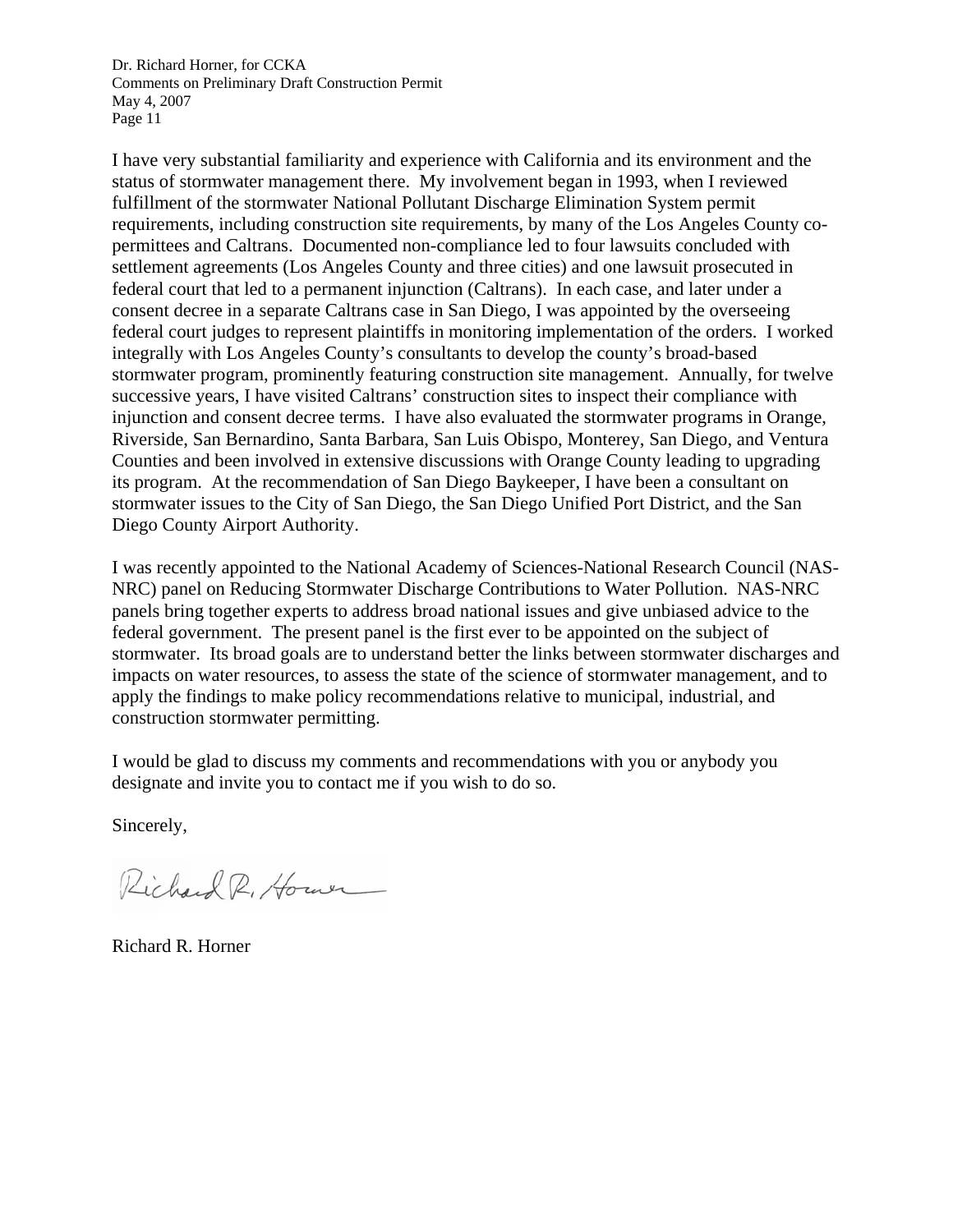I have very substantial familiarity and experience with California and its environment and the status of stormwater management there. My involvement began in 1993, when I reviewed fulfillment of the stormwater National Pollutant Discharge Elimination System permit requirements, including construction site requirements, by many of the Los Angeles County co-permittees and Caltrans. Documented non-compliance led to four lawsuits concluded with settlement agreements (Los Angeles County and three cities) and one lawsuit prosecuted in federal court that led to a permanent injunction (Caltrans). In each case, and later under a consent decree in a separate Caltrans case in San Diego, I was appointed by the overseeing federal court judges to represent plaintiffs in monitoring implementation of the orders. I worked integrally with Los Angeles County's consultants to develop the county's broad-based stormwater program, prominently featuring construction site management. Annually, for twelve successive years, I have visited Caltrans' construction sites to inspect their compliance with injunction and consent decree terms. I have also evaluated the stormwater programs in Orange, Riverside, San Bernardino, Santa Barbara, San Luis Obispo, Monterey, San Diego, and Ventura Counties and been involved in extensive discussions with Orange County leading to upgrading its program. At the recommendation of San Diego Baykeeper, I have been a consultant on stormwater issues to the City of San Diego, the San Diego Unified Port District, and the San Diego County Airport Authority.

I was recently appointed to the National Academy of Sciences-National Research Council (NAS-NRC) panel on Reducing Stormwater Discharge Contributions to Water Pollution. NAS-NRC panels bring together experts to address broad national issues and give unbiased advice to the federal government. The present panel is the first ever to be appointed on the subject of stormwater. Its broad goals are to understand better the links between stormwater discharges and impacts on water resources, to assess the state of the science of stormwater management, and to apply the findings to make policy recommendations relative to municipal, industrial, and construction stormwater permitting.

I would be glad to discuss my comments and recommendations with you or anybody you designate and invite you to contact me if you wish to do so.

Sincerely,

Richard R. Horner

Richard R. Horner